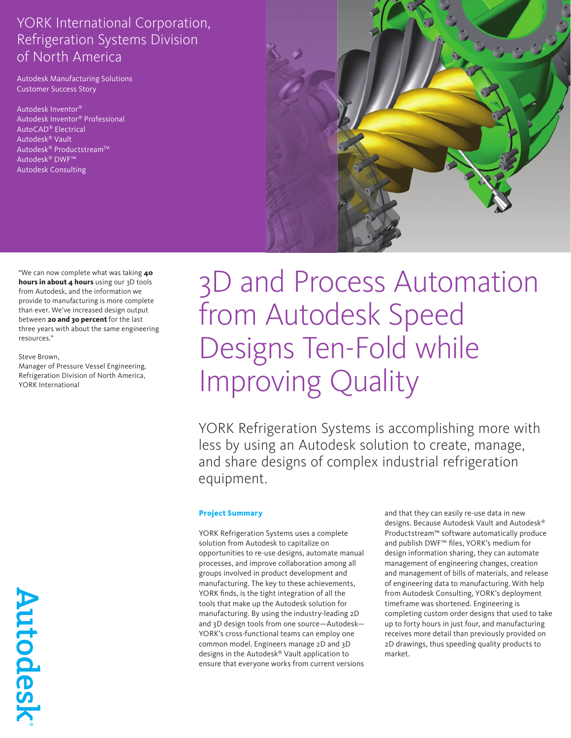YORK International Corporation, Refrigeration Systems Division of North America

Autodesk Manufacturing Solutions
Customer Success Story

Autodesk Inventor®
Autodesk Inventor® Professional
AutoCAD® Electrical
Autodesk® Vault
Autodesk® Productstream™
Autodesk® DWF™
Autodesk Consulting

"We can now complete what was taking **40 hours in about 4 hours** using our 3D tools from Autodesk, and the information we provide to manufacturing is more complete than ever. We've increased design output between **20 and 30 percent** for the last three years with about the same engineering resources."

Steve Brown,
Manager of Pressure Vessel Engineering,
Refrigeration Division of North America,
YORK International

# 3D and Process Automation from Autodesk Speed Designs Ten-Fold while Improving Quality

YORK Refrigeration Systems is accomplishing more with less by using an Autodesk solution to create, manage, and share designs of complex industrial refrigeration equipment.

## Project Summary

YORK Refrigeration Systems uses a complete solution from Autodesk to capitalize on opportunities to re-use designs, automate manual processes, and improve collaboration among all groups involved in product development and manufacturing. The key to these achievements, YORK finds, is the tight integration of all the tools that make up the Autodesk solution for manufacturing. By using the industry-leading 2D and 3D design tools from one source—Autodesk—YORK's cross-functional teams can employ one common model. Engineers manage 2D and 3D designs in the Autodesk® Vault application to ensure that everyone works from current versions and that they can easily re-use data in new designs. Because Autodesk Vault and Autodesk® Productstream™ software automatically produce and publish DWF™ files, YORK's medium for design information sharing, they can automate management of engineering changes, creation and management of bills of materials, and release of engineering data to manufacturing. With help from Autodesk Consulting, YORK's deployment timeframe was shortened. Engineering is completing custom order designs that used to take up to forty hours in just four, and manufacturing receives more detail than previously provided on 2D drawings, thus speeding quality products to market.

Autodesk®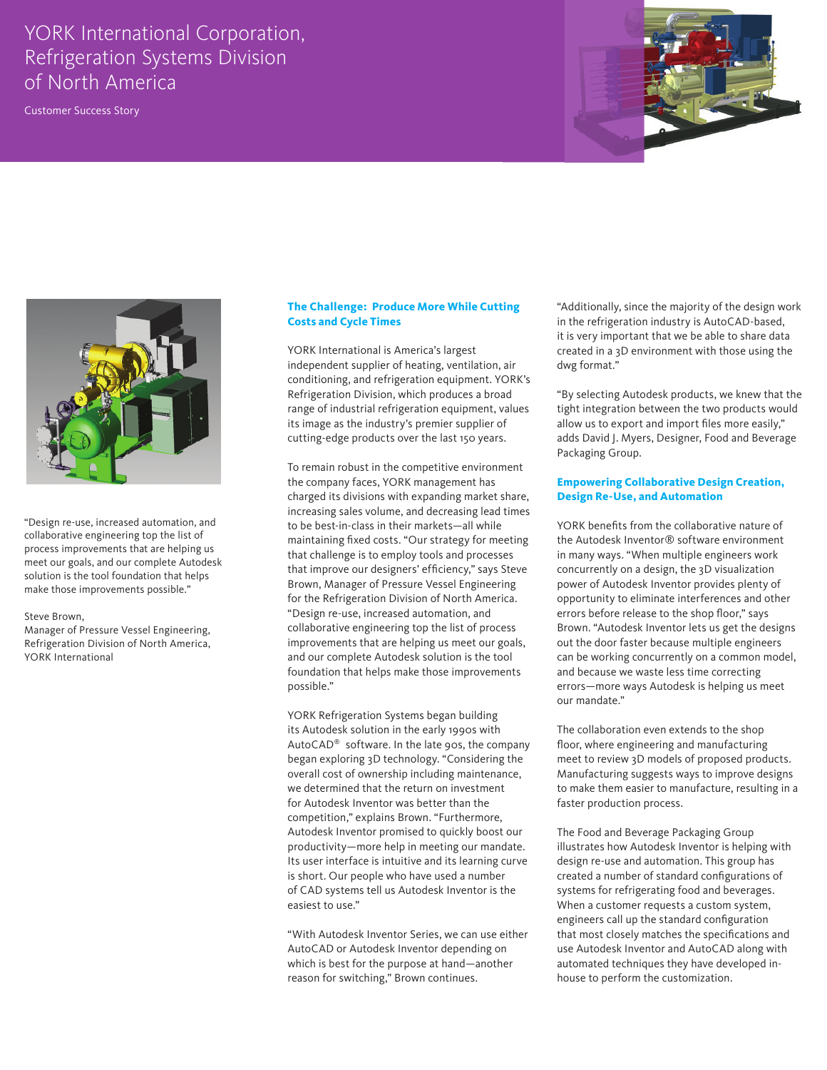# YORK International Corporation, Refrigeration Systems Division of North America

Customer Success Story

"Design re-use, increased automation, and collaborative engineering top the list of process improvements that are helping us meet our goals, and our complete Autodesk solution is the tool foundation that helps make those improvements possible."

Steve Brown,
Manager of Pressure Vessel Engineering,
Refrigeration Division of North America,
YORK International

## The Challenge: Produce More While Cutting Costs and Cycle Times

YORK International is America's largest independent supplier of heating, ventilation, air conditioning, and refrigeration equipment. YORK's Refrigeration Division, which produces a broad range of industrial refrigeration equipment, values its image as the industry's premier supplier of cutting-edge products over the last 150 years.

To remain robust in the competitive environment the company faces, YORK management has charged its divisions with expanding market share, increasing sales volume, and decreasing lead times to be best-in-class in their markets—all while maintaining fixed costs. "Our strategy for meeting that challenge is to employ tools and processes that improve our designers' efficiency," says Steve Brown, Manager of Pressure Vessel Engineering for the Refrigeration Division of North America. "Design re-use, increased automation, and collaborative engineering top the list of process improvements that are helping us meet our goals, and our complete Autodesk solution is the tool foundation that helps make those improvements possible."

YORK Refrigeration Systems began building its Autodesk solution in the early 1990s with AutoCAD® software. In the late 90s, the company began exploring 3D technology. "Considering the overall cost of ownership including maintenance, we determined that the return on investment for Autodesk Inventor was better than the competition," explains Brown. "Furthermore, Autodesk Inventor promised to quickly boost our productivity—more help in meeting our mandate. Its user interface is intuitive and its learning curve is short. Our people who have used a number of CAD systems tell us Autodesk Inventor is the easiest to use."

"With Autodesk Inventor Series, we can use either AutoCAD or Autodesk Inventor depending on which is best for the purpose at hand—another reason for switching," Brown continues.

"Additionally, since the majority of the design work in the refrigeration industry is AutoCAD-based, it is very important that we be able to share data created in a 3D environment with those using the dwg format."

"By selecting Autodesk products, we knew that the tight integration between the two products would allow us to export and import files more easily," adds David J. Myers, Designer, Food and Beverage Packaging Group.

## Empowering Collaborative Design Creation, Design Re-Use, and Automation

YORK benefits from the collaborative nature of the Autodesk Inventor® software environment in many ways. "When multiple engineers work concurrently on a design, the 3D visualization power of Autodesk Inventor provides plenty of opportunity to eliminate interferences and other errors before release to the shop floor," says Brown. "Autodesk Inventor lets us get the designs out the door faster because multiple engineers can be working concurrently on a common model, and because we waste less time correcting errors—more ways Autodesk is helping us meet our mandate."

The collaboration even extends to the shop floor, where engineering and manufacturing meet to review 3D models of proposed products. Manufacturing suggests ways to improve designs to make them easier to manufacture, resulting in a faster production process.

The Food and Beverage Packaging Group illustrates how Autodesk Inventor is helping with design re-use and automation. This group has created a number of standard configurations of systems for refrigerating food and beverages. When a customer requests a custom system, engineers call up the standard configuration that most closely matches the specifications and use Autodesk Inventor and AutoCAD along with automated techniques they have developed in-house to perform the customization.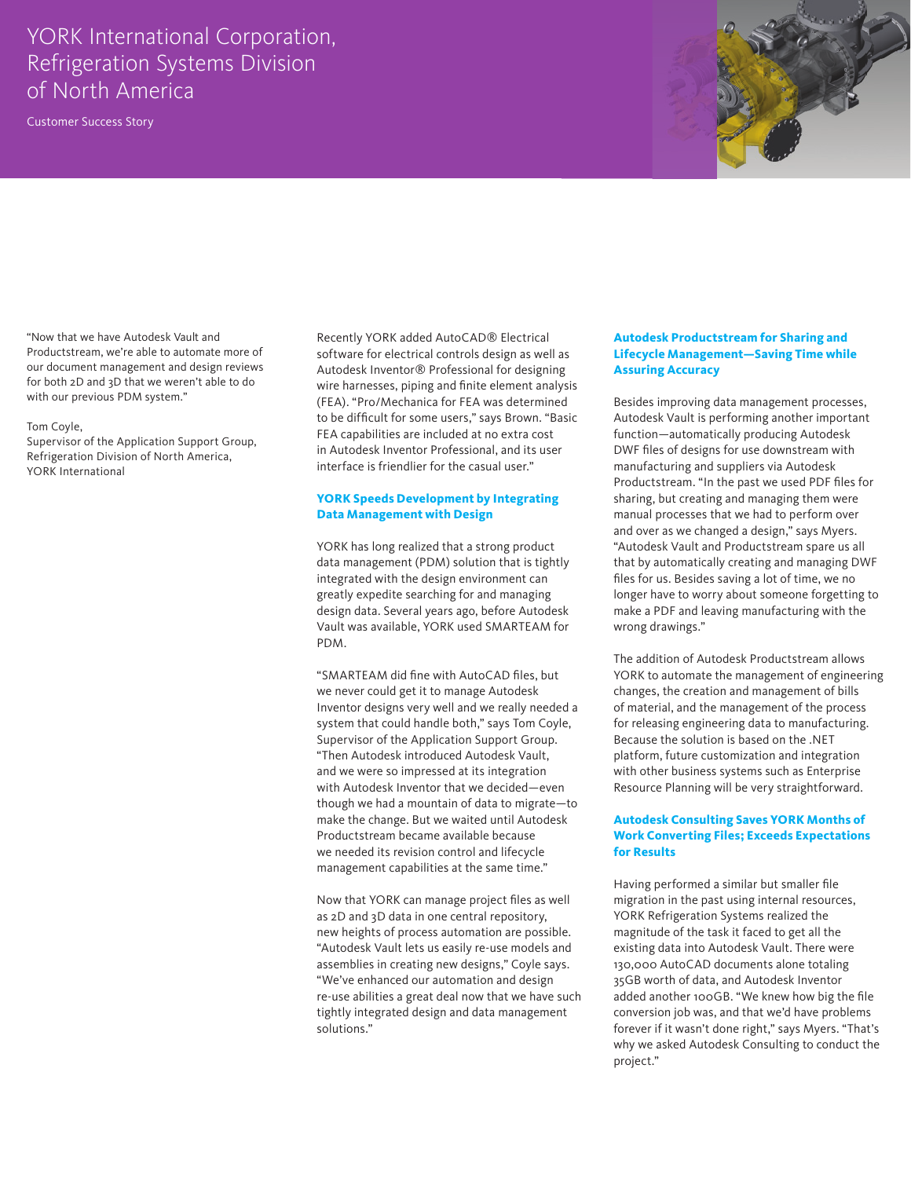# YORK International Corporation, Refrigeration Systems Division of North America

Customer Success Story

"Now that we have Autodesk Vault and Productstream, we're able to automate more of our document management and design reviews for both 2D and 3D that we weren't able to do with our previous PDM system."

Tom Coyle,
Supervisor of the Application Support Group, Refrigeration Division of North America, YORK International

Recently YORK added AutoCAD® Electrical software for electrical controls design as well as Autodesk Inventor® Professional for designing wire harnesses, piping and finite element analysis (FEA). "Pro/Mechanica for FEA was determined to be difficult for some users," says Brown. "Basic FEA capabilities are included at no extra cost in Autodesk Inventor Professional, and its user interface is friendlier for the casual user."

## YORK Speeds Development by Integrating Data Management with Design

YORK has long realized that a strong product data management (PDM) solution that is tightly integrated with the design environment can greatly expedite searching for and managing design data. Several years ago, before Autodesk Vault was available, YORK used SMARTEAM for PDM.

"SMARTEAM did fine with AutoCAD files, but we never could get it to manage Autodesk Inventor designs very well and we really needed a system that could handle both," says Tom Coyle, Supervisor of the Application Support Group. "Then Autodesk introduced Autodesk Vault, and we were so impressed at its integration with Autodesk Inventor that we decided—even though we had a mountain of data to migrate—to make the change. But we waited until Autodesk Productstream became available because we needed its revision control and lifecycle management capabilities at the same time."

Now that YORK can manage project files as well as 2D and 3D data in one central repository, new heights of process automation are possible. "Autodesk Vault lets us easily re-use models and assemblies in creating new designs," Coyle says. "We've enhanced our automation and design re-use abilities a great deal now that we have such tightly integrated design and data management solutions."

## Autodesk Productstream for Sharing and Lifecycle Management—Saving Time while Assuring Accuracy

Besides improving data management processes, Autodesk Vault is performing another important function—automatically producing Autodesk DWF files of designs for use downstream with manufacturing and suppliers via Autodesk Productstream. "In the past we used PDF files for sharing, but creating and managing them were manual processes that we had to perform over and over as we changed a design," says Myers. "Autodesk Vault and Productstream spare us all that by automatically creating and managing DWF files for us. Besides saving a lot of time, we no longer have to worry about someone forgetting to make a PDF and leaving manufacturing with the wrong drawings."

The addition of Autodesk Productstream allows YORK to automate the management of engineering changes, the creation and management of bills of material, and the management of the process for releasing engineering data to manufacturing. Because the solution is based on the .NET platform, future customization and integration with other business systems such as Enterprise Resource Planning will be very straightforward.

## Autodesk Consulting Saves YORK Months of Work Converting Files; Exceeds Expectations for Results

Having performed a similar but smaller file migration in the past using internal resources, YORK Refrigeration Systems realized the magnitude of the task it faced to get all the existing data into Autodesk Vault. There were 130,000 AutoCAD documents alone totaling 35GB worth of data, and Autodesk Inventor added another 100GB. "We knew how big the file conversion job was, and that we'd have problems forever if it wasn't done right," says Myers. "That's why we asked Autodesk Consulting to conduct the project."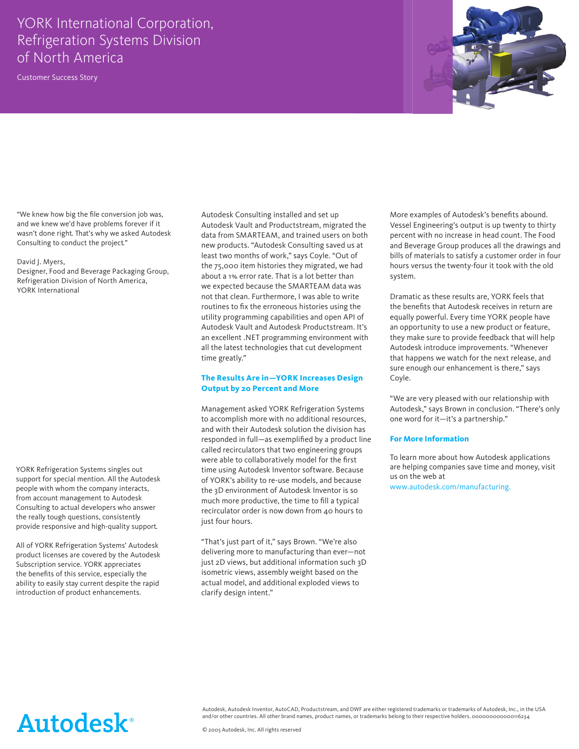# YORK International Corporation, Refrigeration Systems Division of North America

Customer Success Story

"We knew how big the file conversion job was, and we knew we'd have problems forever if it wasn't done right. That's why we asked Autodesk Consulting to conduct the project."

David J. Myers,
Designer, Food and Beverage Packaging Group, Refrigeration Division of North America, YORK International

YORK Refrigeration Systems singles out support for special mention. All the Autodesk people with whom the company interacts, from account management to Autodesk Consulting to actual developers who answer the really tough questions, consistently provide responsive and high-quality support.

All of YORK Refrigeration Systems' Autodesk product licenses are covered by the Autodesk Subscription service. YORK appreciates the benefits of this service, especially the ability to easily stay current despite the rapid introduction of product enhancements.

Autodesk Consulting installed and set up Autodesk Vault and Productstream, migrated the data from SMARTEAM, and trained users on both new products. "Autodesk Consulting saved us at least two months of work," says Coyle. "Out of the 75,000 item histories they migrated, we had about a 1% error rate. That is a lot better than we expected because the SMARTEAM data was not that clean. Furthermore, I was able to write routines to fix the erroneous histories using the utility programming capabilities and open API of Autodesk Vault and Autodesk Productstream. It's an excellent .NET programming environment with all the latest technologies that cut development time greatly."

### The Results Are in—YORK Increases Design Output by 20 Percent and More

Management asked YORK Refrigeration Systems to accomplish more with no additional resources, and with their Autodesk solution the division has responded in full—as exemplified by a product line called recirculators that two engineering groups were able to collaboratively model for the first time using Autodesk Inventor software. Because of YORK's ability to re-use models, and because the 3D environment of Autodesk Inventor is so much more productive, the time to fill a typical recirculator order is now down from 40 hours to just four hours.

"That's just part of it," says Brown. "We're also delivering more to manufacturing than ever—not just 2D views, but additional information such 3D isometric views, assembly weight based on the actual model, and additional exploded views to clarify design intent."

More examples of Autodesk's benefits abound. Vessel Engineering's output is up twenty to thirty percent with no increase in head count. The Food and Beverage Group produces all the drawings and bills of materials to satisfy a customer order in four hours versus the twenty-four it took with the old system.

Dramatic as these results are, YORK feels that the benefits that Autodesk receives in return are equally powerful. Every time YORK people have an opportunity to use a new product or feature, they make sure to provide feedback that will help Autodesk introduce improvements. "Whenever that happens we watch for the next release, and sure enough our enhancement is there," says Coyle.

"We are very pleased with our relationship with Autodesk," says Brown in conclusion. "There's only one word for it—it's a partnership."

### For More Information

To learn more about how Autodesk applications are helping companies save time and money, visit us on the web at www.autodesk.com/manufacturing.

Autodesk®

Autodesk, Autodesk Inventor, AutoCAD, Productstream, and DWF are either registered trademarks or trademarks of Autodesk, Inc., in the USA and/or other countries. All other brand names, product names, or trademarks belong to their respective holders. 000000000000116234

© 2005 Autodesk, Inc. All rights reserved